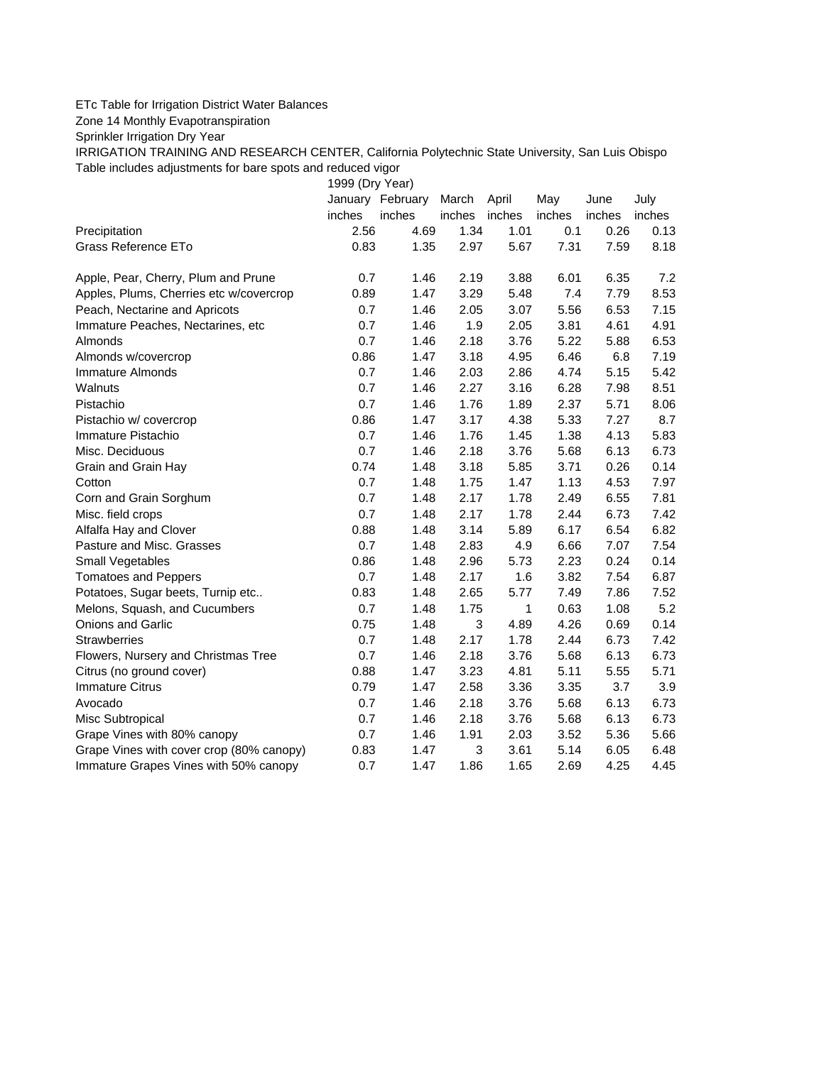ETc Table for Irrigation District Water Balances

Zone 14 Monthly Evapotranspiration

Sprinkler Irrigation Dry Year

IRRIGATION TRAINING AND RESEARCH CENTER, California Polytechnic State University, San Luis Obispo

Table includes adjustments for bare spots and reduced vigor

| | 1999 (Dry Year) | | | | | | |
|---|---|---|---|---|---|---|---|
| | January | February | March | April | May | June | July |
| | inches | inches | inches | inches | inches | inches | inches |
| Precipitation | 2.56 | 4.69 | 1.34 | 1.01 | 0.1 | 0.26 | 0.13 |
| Grass Reference ETo | 0.83 | 1.35 | 2.97 | 5.67 | 7.31 | 7.59 | 8.18 |
| | | | | | | | |
| Apple, Pear, Cherry, Plum and Prune | 0.7 | 1.46 | 2.19 | 3.88 | 6.01 | 6.35 | 7.2 |
| Apples, Plums, Cherries etc w/covercrop | 0.89 | 1.47 | 3.29 | 5.48 | 7.4 | 7.79 | 8.53 |
| Peach, Nectarine and Apricots | 0.7 | 1.46 | 2.05 | 3.07 | 5.56 | 6.53 | 7.15 |
| Immature Peaches, Nectarines, etc | 0.7 | 1.46 | 1.9 | 2.05 | 3.81 | 4.61 | 4.91 |
| Almonds | 0.7 | 1.46 | 2.18 | 3.76 | 5.22 | 5.88 | 6.53 |
| Almonds w/covercrop | 0.86 | 1.47 | 3.18 | 4.95 | 6.46 | 6.8 | 7.19 |
| Immature Almonds | 0.7 | 1.46 | 2.03 | 2.86 | 4.74 | 5.15 | 5.42 |
| Walnuts | 0.7 | 1.46 | 2.27 | 3.16 | 6.28 | 7.98 | 8.51 |
| Pistachio | 0.7 | 1.46 | 1.76 | 1.89 | 2.37 | 5.71 | 8.06 |
| Pistachio w/ covercrop | 0.86 | 1.47 | 3.17 | 4.38 | 5.33 | 7.27 | 8.7 |
| Immature Pistachio | 0.7 | 1.46 | 1.76 | 1.45 | 1.38 | 4.13 | 5.83 |
| Misc. Deciduous | 0.7 | 1.46 | 2.18 | 3.76 | 5.68 | 6.13 | 6.73 |
| Grain and Grain Hay | 0.74 | 1.48 | 3.18 | 5.85 | 3.71 | 0.26 | 0.14 |
| Cotton | 0.7 | 1.48 | 1.75 | 1.47 | 1.13 | 4.53 | 7.97 |
| Corn and Grain Sorghum | 0.7 | 1.48 | 2.17 | 1.78 | 2.49 | 6.55 | 7.81 |
| Misc. field crops | 0.7 | 1.48 | 2.17 | 1.78 | 2.44 | 6.73 | 7.42 |
| Alfalfa Hay and Clover | 0.88 | 1.48 | 3.14 | 5.89 | 6.17 | 6.54 | 6.82 |
| Pasture and Misc. Grasses | 0.7 | 1.48 | 2.83 | 4.9 | 6.66 | 7.07 | 7.54 |
| Small Vegetables | 0.86 | 1.48 | 2.96 | 5.73 | 2.23 | 0.24 | 0.14 |
| Tomatoes and Peppers | 0.7 | 1.48 | 2.17 | 1.6 | 3.82 | 7.54 | 6.87 |
| Potatoes, Sugar beets, Turnip etc.. | 0.83 | 1.48 | 2.65 | 5.77 | 7.49 | 7.86 | 7.52 |
| Melons, Squash, and Cucumbers | 0.7 | 1.48 | 1.75 | 1 | 0.63 | 1.08 | 5.2 |
| Onions and Garlic | 0.75 | 1.48 | 3 | 4.89 | 4.26 | 0.69 | 0.14 |
| Strawberries | 0.7 | 1.48 | 2.17 | 1.78 | 2.44 | 6.73 | 7.42 |
| Flowers, Nursery and Christmas Tree | 0.7 | 1.46 | 2.18 | 3.76 | 5.68 | 6.13 | 6.73 |
| Citrus (no ground cover) | 0.88 | 1.47 | 3.23 | 4.81 | 5.11 | 5.55 | 5.71 |
| Immature Citrus | 0.79 | 1.47 | 2.58 | 3.36 | 3.35 | 3.7 | 3.9 |
| Avocado | 0.7 | 1.46 | 2.18 | 3.76 | 5.68 | 6.13 | 6.73 |
| Misc Subtropical | 0.7 | 1.46 | 2.18 | 3.76 | 5.68 | 6.13 | 6.73 |
| Grape Vines with 80% canopy | 0.7 | 1.46 | 1.91 | 2.03 | 3.52 | 5.36 | 5.66 |
| Grape Vines with cover crop (80% canopy) | 0.83 | 1.47 | 3 | 3.61 | 5.14 | 6.05 | 6.48 |
| Immature Grapes Vines with 50% canopy | 0.7 | 1.47 | 1.86 | 1.65 | 2.69 | 4.25 | 4.45 |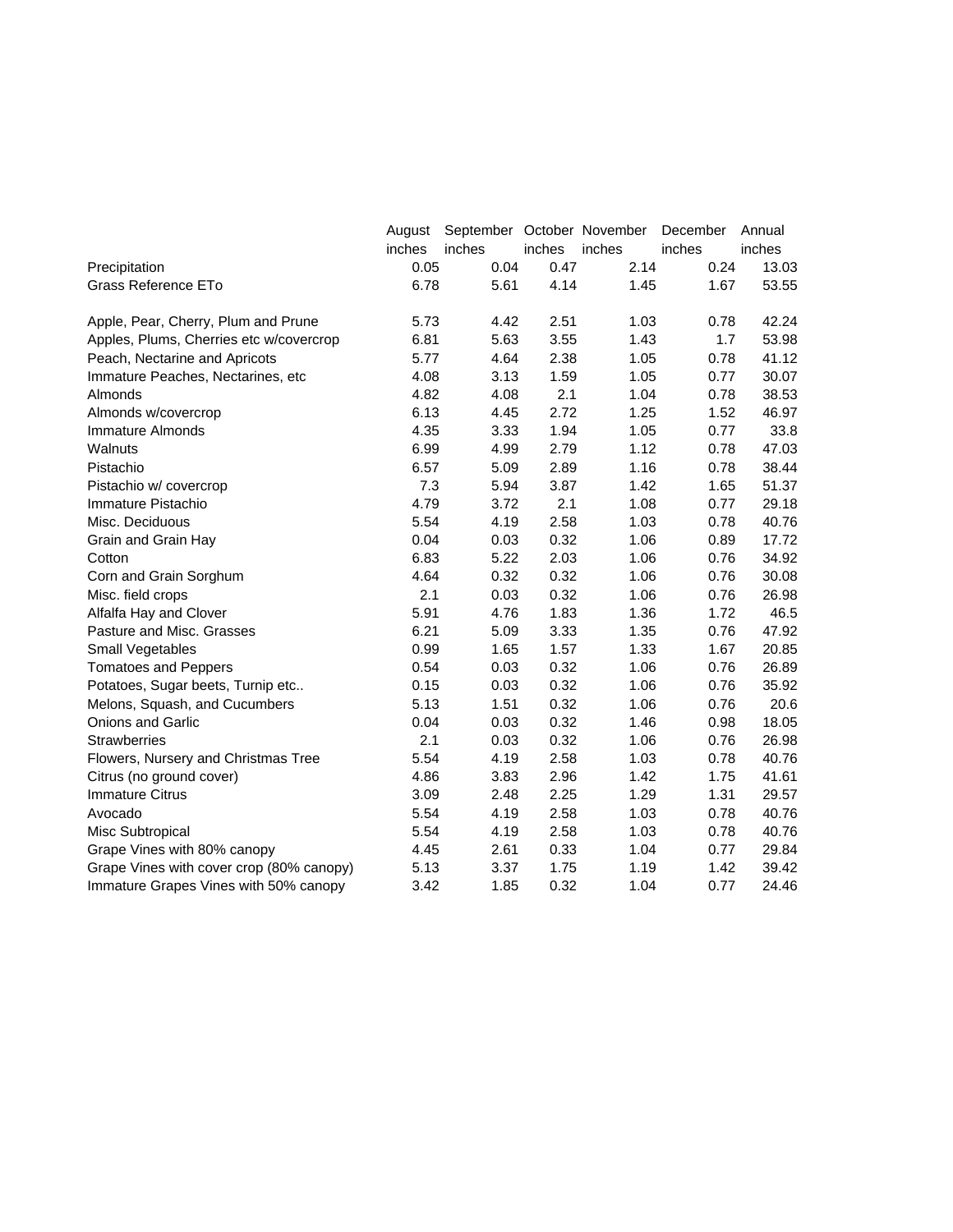| | August inches | September inches | October inches | November inches | December inches | Annual inches |
|---|---|---|---|---|---|---|
| Precipitation | 0.05 | 0.04 | 0.47 | 2.14 | 0.24 | 13.03 |
| Grass Reference ETo | 6.78 | 5.61 | 4.14 | 1.45 | 1.67 | 53.55 |
| | | | | | | |
| Apple, Pear, Cherry, Plum and Prune | 5.73 | 4.42 | 2.51 | 1.03 | 0.78 | 42.24 |
| Apples, Plums, Cherries etc w/covercrop | 6.81 | 5.63 | 3.55 | 1.43 | 1.7 | 53.98 |
| Peach, Nectarine and Apricots | 5.77 | 4.64 | 2.38 | 1.05 | 0.78 | 41.12 |
| Immature Peaches, Nectarines, etc | 4.08 | 3.13 | 1.59 | 1.05 | 0.77 | 30.07 |
| Almonds | 4.82 | 4.08 | 2.1 | 1.04 | 0.78 | 38.53 |
| Almonds w/covercrop | 6.13 | 4.45 | 2.72 | 1.25 | 1.52 | 46.97 |
| Immature Almonds | 4.35 | 3.33 | 1.94 | 1.05 | 0.77 | 33.8 |
| Walnuts | 6.99 | 4.99 | 2.79 | 1.12 | 0.78 | 47.03 |
| Pistachio | 6.57 | 5.09 | 2.89 | 1.16 | 0.78 | 38.44 |
| Pistachio w/ covercrop | 7.3 | 5.94 | 3.87 | 1.42 | 1.65 | 51.37 |
| Immature Pistachio | 4.79 | 3.72 | 2.1 | 1.08 | 0.77 | 29.18 |
| Misc. Deciduous | 5.54 | 4.19 | 2.58 | 1.03 | 0.78 | 40.76 |
| Grain and Grain Hay | 0.04 | 0.03 | 0.32 | 1.06 | 0.89 | 17.72 |
| Cotton | 6.83 | 5.22 | 2.03 | 1.06 | 0.76 | 34.92 |
| Corn and Grain Sorghum | 4.64 | 0.32 | 0.32 | 1.06 | 0.76 | 30.08 |
| Misc. field crops | 2.1 | 0.03 | 0.32 | 1.06 | 0.76 | 26.98 |
| Alfalfa Hay and Clover | 5.91 | 4.76 | 1.83 | 1.36 | 1.72 | 46.5 |
| Pasture and Misc. Grasses | 6.21 | 5.09 | 3.33 | 1.35 | 0.76 | 47.92 |
| Small Vegetables | 0.99 | 1.65 | 1.57 | 1.33 | 1.67 | 20.85 |
| Tomatoes and Peppers | 0.54 | 0.03 | 0.32 | 1.06 | 0.76 | 26.89 |
| Potatoes, Sugar beets, Turnip etc.. | 0.15 | 0.03 | 0.32 | 1.06 | 0.76 | 35.92 |
| Melons, Squash, and Cucumbers | 5.13 | 1.51 | 0.32 | 1.06 | 0.76 | 20.6 |
| Onions and Garlic | 0.04 | 0.03 | 0.32 | 1.46 | 0.98 | 18.05 |
| Strawberries | 2.1 | 0.03 | 0.32 | 1.06 | 0.76 | 26.98 |
| Flowers, Nursery and Christmas Tree | 5.54 | 4.19 | 2.58 | 1.03 | 0.78 | 40.76 |
| Citrus (no ground cover) | 4.86 | 3.83 | 2.96 | 1.42 | 1.75 | 41.61 |
| Immature Citrus | 3.09 | 2.48 | 2.25 | 1.29 | 1.31 | 29.57 |
| Avocado | 5.54 | 4.19 | 2.58 | 1.03 | 0.78 | 40.76 |
| Misc Subtropical | 5.54 | 4.19 | 2.58 | 1.03 | 0.78 | 40.76 |
| Grape Vines with 80% canopy | 4.45 | 2.61 | 0.33 | 1.04 | 0.77 | 29.84 |
| Grape Vines with cover crop (80% canopy) | 5.13 | 3.37 | 1.75 | 1.19 | 1.42 | 39.42 |
| Immature Grapes Vines with 50% canopy | 3.42 | 1.85 | 0.32 | 1.04 | 0.77 | 24.46 |